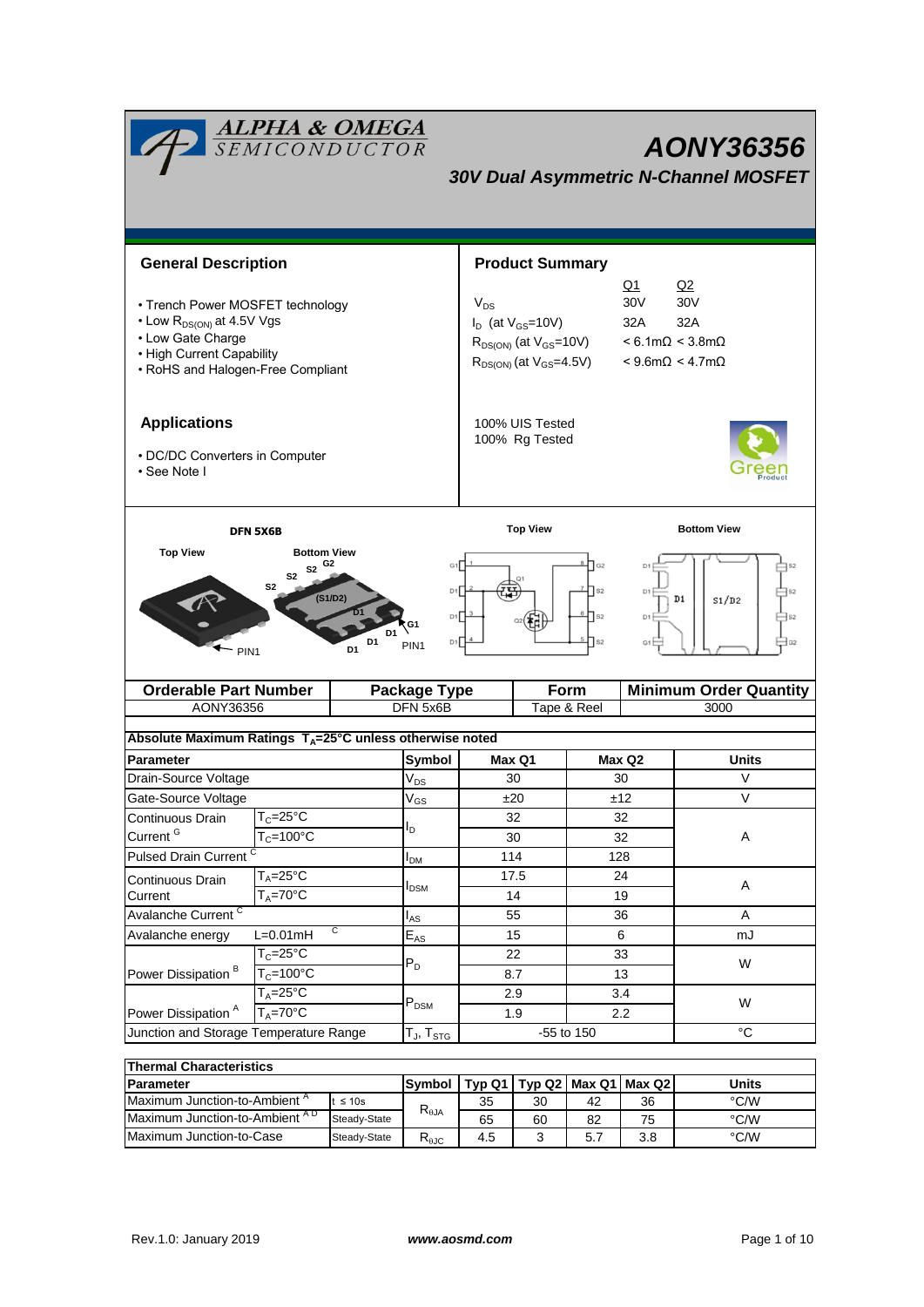# AONY36356

## 30V Dual Asymmetric N-Channel MOSFET

## General Description

- Trench Power MOSFET technology
- Low $R_{DS(ON)}$ at 4.5V Vgs
- Low Gate Charge
- High Current Capability
- RoHS and Halogen-Free Compliant

## Product Summary

| | Q1 | Q2 |
|---|---|---|
| $V_{DS}$ | 30V | 30V |
| $I_D$ (at $V_{GS}$=10V) | 32A | 32A |
| $R_{DS(ON)}$ (at $V_{GS}$=10V) | < 6.1mΩ | < 3.8mΩ |
| $R_{DS(ON)}$ (at $V_{GS}$=4.5V) | < 9.6mΩ | < 4.7mΩ |

100% UIS Tested
100% Rg Tested

## Applications

- DC/DC Converters in Computer
- See Note I

DFN 5X6B

| Orderable Part Number | Package Type | Form | Minimum Order Quantity |
|---|---|---|---|
| AONY36356 | DFN 5x6B | Tape & Reel | 3000 |

## Absolute Maximum Ratings $T_A$=25°C unless otherwise noted

| Parameter | | Symbol | Max Q1 | Max Q2 | Units |
|---|---|---|---|---|---|
| Drain-Source Voltage | | $V_{DS}$ | 30 | 30 | V |
| Gate-Source Voltage | | $V_{GS}$ | ±20 | ±12 | V |
| Continuous Drain Current [G] | $T_C$=25°C | $I_D$ | 32 | 32 | A |
| | $T_C$=100°C | | 30 | 32 | |
| Pulsed Drain Current [C] | | $I_{DM}$ | 114 | 128 | |
| Continuous Drain Current | $T_A$=25°C | $I_{DSM}$ | 17.5 | 24 | A |
| | $T_A$=70°C | | 14 | 19 | |
| Avalanche Current [C] | | $I_{AS}$ | 55 | 36 | A |
| Avalanche energy | L=0.01mH [C] | $E_{AS}$ | 15 | 6 | mJ |
| Power Dissipation [B] | $T_C$=25°C | $P_D$ | 22 | 33 | W |
| | $T_C$=100°C | | 8.7 | 13 | |
| Power Dissipation [A] | $T_A$=25°C | $P_{DSM}$ | 2.9 | 3.4 | W |
| | $T_A$=70°C | | 1.9 | 2.2 | |
| Junction and Storage Temperature Range | | $T_J$, $T_{STG}$ | -55 to 150 | | °C |

## Thermal Characteristics

| Parameter | | Symbol | Typ Q1 | Typ Q2 | Max Q1 | Max Q2 | Units |
|---|---|---|---|---|---|---|---|
| Maximum Junction-to-Ambient [A] | t ≤ 10s | $R_{\theta JA}$ | 35 | 30 | 42 | 36 | °C/W |
| Maximum Junction-to-Ambient [A D] | Steady-State | | 65 | 60 | 82 | 75 | °C/W |
| Maximum Junction-to-Case | Steady-State | $R_{\theta JC}$ | 4.5 | 3 | 5.7 | 3.8 | °C/W |

Rev.1.0: January 2019 www.aosmd.com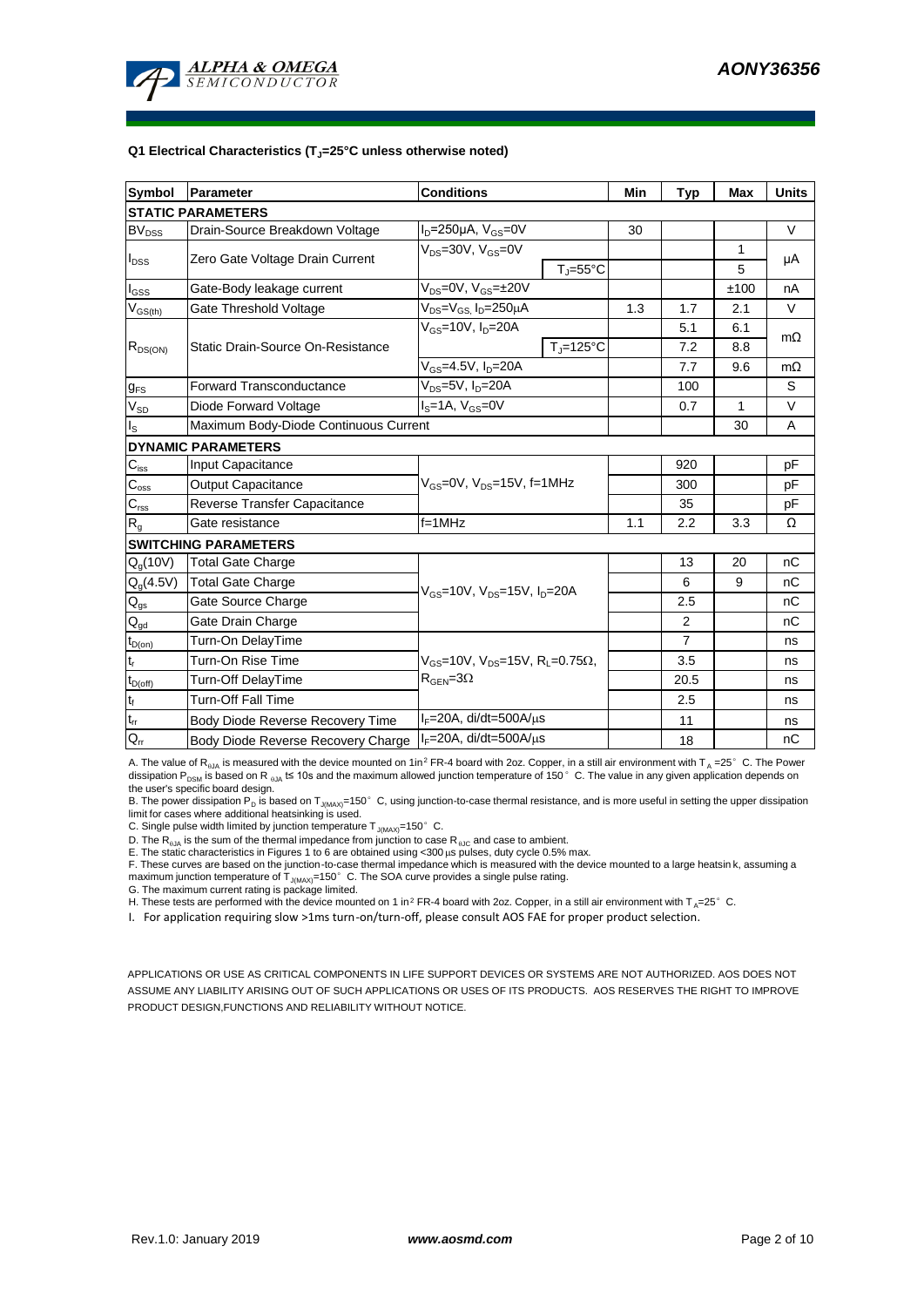### Q1 Electrical Characteristics ($T_J$=25°C unless otherwise noted)

| Symbol | Parameter | Conditions | | Min | Typ | Max | Units |
|---|---|---|---|---|---|---|---|
| **STATIC PARAMETERS** | | | | | | | |
| $BV_{DSS}$ | Drain-Source Breakdown Voltage | $I_D$=250µA, $V_{GS}$=0V | | 30 | | | V |
| $I_{DSS}$ | Zero Gate Voltage Drain Current | $V_{DS}$=30V, $V_{GS}$=0V | | | | 1 | µA |
| | | | $T_J$=55°C | | | 5 | |
| $I_{GSS}$ | Gate-Body leakage current | $V_{DS}$=0V, $V_{GS}$=±20V | | | | ±100 | nA |
| $V_{GS(th)}$ | Gate Threshold Voltage | $V_{DS}$=$V_{GS}$, $I_D$=250µA | | 1.3 | 1.7 | 2.1 | V |
| $R_{DS(ON)}$ | Static Drain-Source On-Resistance | $V_{GS}$=10V, $I_D$=20A | | | 5.1 | 6.1 | mΩ |
| | | | $T_J$=125°C | | 7.2 | 8.8 | |
| | | $V_{GS}$=4.5V, $I_D$=20A | | | 7.7 | 9.6 | mΩ |
| $g_{FS}$ | Forward Transconductance | $V_{DS}$=5V, $I_D$=20A | | | 100 | | S |
| $V_{SD}$ | Diode Forward Voltage | $I_S$=1A, $V_{GS}$=0V | | | 0.7 | 1 | V |
| $I_S$ | Maximum Body-Diode Continuous Current | | | | | 30 | A |
| **DYNAMIC PARAMETERS** | | | | | | | |
| $C_{iss}$ | Input Capacitance | $V_{GS}$=0V, $V_{DS}$=15V, f=1MHz | | | 920 | | pF |
| $C_{oss}$ | Output Capacitance | | | | 300 | | pF |
| $C_{rss}$ | Reverse Transfer Capacitance | | | | 35 | | pF |
| $R_g$ | Gate resistance | f=1MHz | | 1.1 | 2.2 | 3.3 | Ω |
| **SWITCHING PARAMETERS** | | | | | | | |
| $Q_g$(10V) | Total Gate Charge | $V_{GS}$=10V, $V_{DS}$=15V, $I_D$=20A | | | 13 | 20 | nC |
| $Q_g$(4.5V) | Total Gate Charge | | | | 6 | 9 | nC |
| $Q_{gs}$ | Gate Source Charge | | | | 2.5 | | nC |
| $Q_{gd}$ | Gate Drain Charge | | | | 2 | | nC |
| $t_{D(on)}$ | Turn-On DelayTime | $V_{GS}$=10V, $V_{DS}$=15V, $R_L$=0.75Ω, $R_{GEN}$=3Ω | | | 7 | | ns |
| $t_r$ | Turn-On Rise Time | | | | 3.5 | | ns |
| $t_{D(off)}$ | Turn-Off DelayTime | | | | 20.5 | | ns |
| $t_f$ | Turn-Off Fall Time | | | | 2.5 | | ns |
| $t_{rr}$ | Body Diode Reverse Recovery Time | $I_F$=20A, di/dt=500A/µs | | | 11 | | ns |
| $Q_{rr}$ | Body Diode Reverse Recovery Charge | $I_F$=20A, di/dt=500A/µs | | | 18 | | nC |

A. The value of $R_{\theta JA}$ is measured with the device mounted on 1in² FR-4 board with 2oz. Copper, in a still air environment with $T_A$ =25° C. The Power dissipation $P_{DSM}$ is based on R $_{\theta JA}$ t≤ 10s and the maximum allowed junction temperature of 150° C. The value in any given application depends on the user's specific board design.

B. The power dissipation $P_D$ is based on $T_{J(MAX)}$=150° C, using junction-to-case thermal resistance, and is more useful in setting the upper dissipation limit for cases where additional heatsinking is used.

C. Single pulse width limited by junction temperature $T_{J(MAX)}$=150° C.

D. The $R_{\theta JA}$ is the sum of the thermal impedance from junction to case $R_{\theta JC}$ and case to ambient.

E. The static characteristics in Figures 1 to 6 are obtained using <300 µs pulses, duty cycle 0.5% max.

F. These curves are based on the junction-to-case thermal impedance which is measured with the device mounted to a large heatsink, assuming a maximum junction temperature of $T_{J(MAX)}$=150° C. The SOA curve provides a single pulse rating.

G. The maximum current rating is package limited.

H. These tests are performed with the device mounted on 1 in² FR-4 board with 2oz. Copper, in a still air environment with $T_A$=25° C.

I. For application requiring slow >1ms turn-on/turn-off, please consult AOS FAE for proper product selection.

APPLICATIONS OR USE AS CRITICAL COMPONENTS IN LIFE SUPPORT DEVICES OR SYSTEMS ARE NOT AUTHORIZED. AOS DOES NOT ASSUME ANY LIABILITY ARISING OUT OF SUCH APPLICATIONS OR USES OF ITS PRODUCTS. AOS RESERVES THE RIGHT TO IMPROVE PRODUCT DESIGN,FUNCTIONS AND RELIABILITY WITHOUT NOTICE.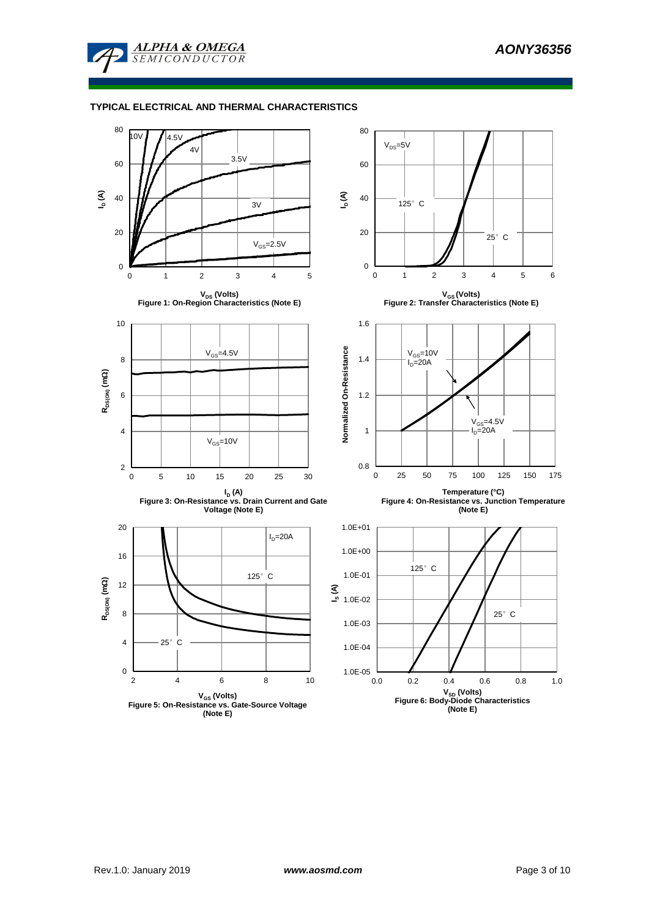## TYPICAL ELECTRICAL AND THERMAL CHARACTERISTICS

Figure 1: On-Region Characteristics (Note E)

Figure 2: Transfer Characteristics (Note E)

Figure 3: On-Resistance vs. Drain Current and Gate Voltage (Note E)

Figure 4: On-Resistance vs. Junction Temperature (Note E)

Figure 5: On-Resistance vs. Gate-Source Voltage (Note E)

Figure 6: Body-Diode Characteristics (Note E)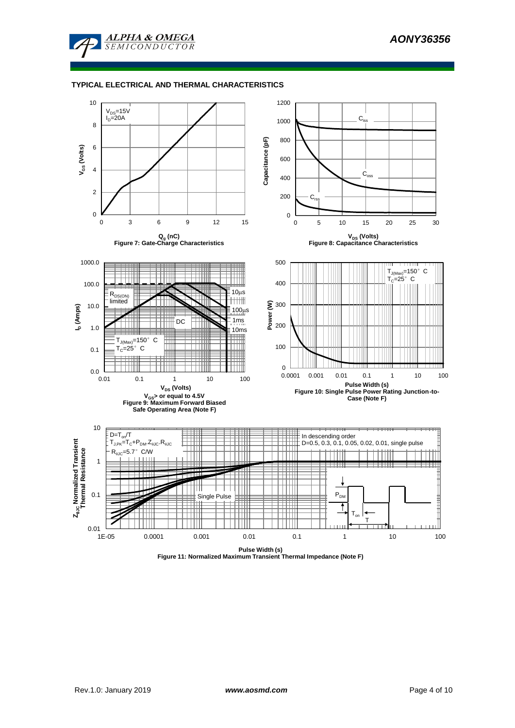## TYPICAL ELECTRICAL AND THERMAL CHARACTERISTICS

$V_{DS}$=15V
$I_D$=20A

$V_{GS}$ (Volts)

$Q_g$ (nC)

**Figure 7: Gate-Charge Characteristics**

$C_{iss}$

$C_{oss}$

$C_{rss}$

Capacitance (pF)

$V_{DS}$ (Volts)

**Figure 8: Capacitance Characteristics**

$R_{DS(ON)}$ limited

10µs

100µs

1ms

10ms

DC

$T_{J(Max)}$=150° C
$T_C$=25° C

$I_D$ (Amps)

$V_{DS}$ (Volts)

$V_{GS}$> or equal to 4.5V

**Figure 9: Maximum Forward Biased Safe Operating Area (Note F)**

$T_{J(Max)}$=150° C
$T_C$=25° C

Power (W)

Pulse Width (s)

**Figure 10: Single Pulse Power Rating Junction-to-Case (Note F)**

$D=T_{on}/T$
$T_{J,PK}=T_C+P_{DM}.Z_{\theta JC}.R_{\theta JC}$
$R_{\theta JC}$=5.7° C/W

In descending order
D=0.5, 0.3, 0.1, 0.05, 0.02, 0.01, single pulse

Single Pulse

$P_{DM}$

$T_{on}$

T

$Z_{\theta JC}$ Normalized Transient Thermal Resistance

Pulse Width (s)

**Figure 11: Normalized Maximum Transient Thermal Impedance (Note F)**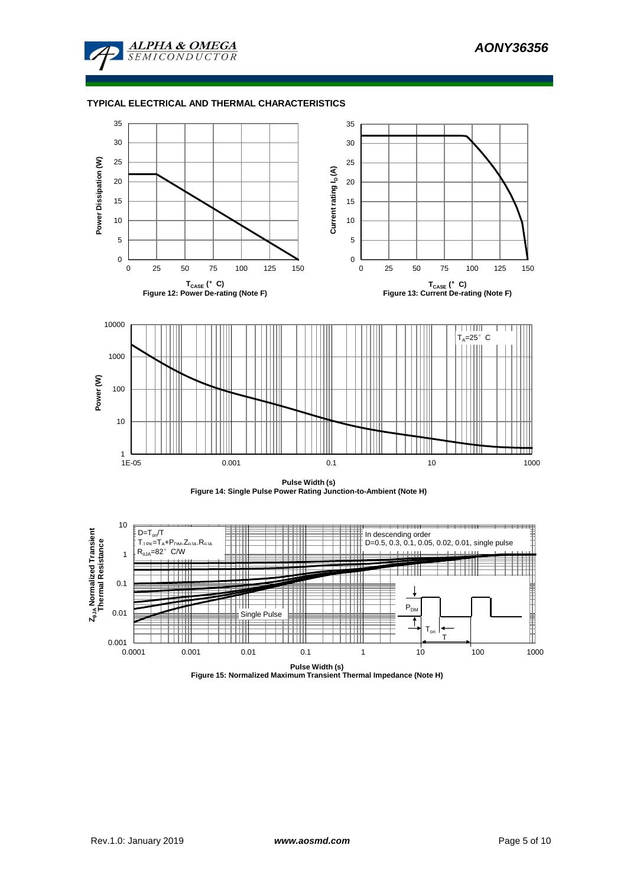## TYPICAL ELECTRICAL AND THERMAL CHARACTERISTICS

Figure 12: Power De-rating (Note F)

Figure 13: Current De-rating (Note F)

Figure 14: Single Pulse Power Rating Junction-to-Ambient (Note H)

Figure 15: Normalized Maximum Transient Thermal Impedance (Note H)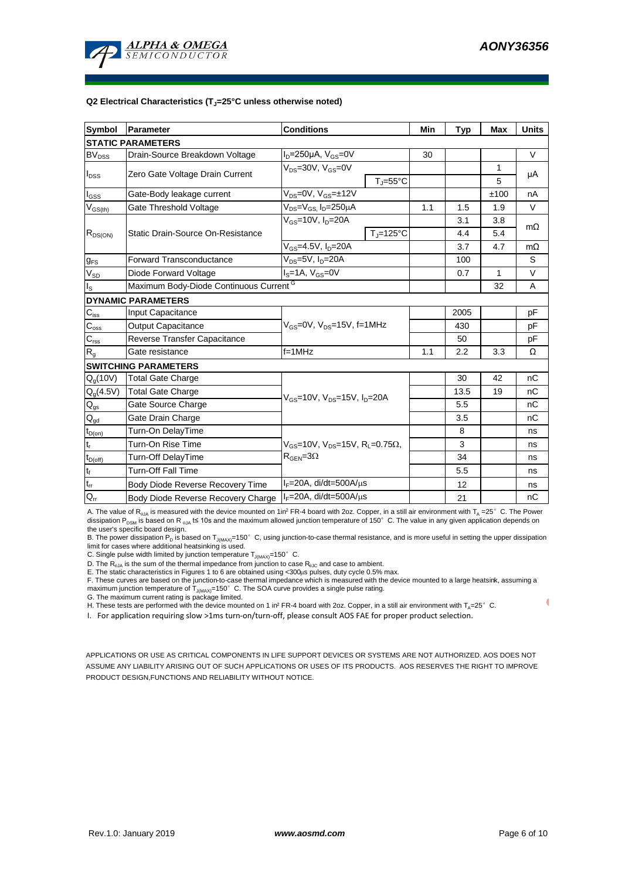### Q2 Electrical Characteristics ($T_J$=25°C unless otherwise noted)

| Symbol | Parameter | Conditions | | Min | Typ | Max | Units |
|---|---|---|---|---|---|---|---|
| **STATIC PARAMETERS** | | | | | | | |
| $BV_{DSS}$ | Drain-Source Breakdown Voltage | $I_D$=250µA, $V_{GS}$=0V | | 30 | | | V |
| $I_{DSS}$ | Zero Gate Voltage Drain Current | $V_{DS}$=30V, $V_{GS}$=0V | | | | 1 | µA |
| | | | $T_J$=55°C | | | 5 | |
| $I_{GSS}$ | Gate-Body leakage current | $V_{DS}$=0V, $V_{GS}$=±12V | | | | ±100 | nA |
| $V_{GS(th)}$ | Gate Threshold Voltage | $V_{DS}$=$V_{GS}$, $I_D$=250µA | | 1.1 | 1.5 | 1.9 | V |
| $R_{DS(ON)}$ | Static Drain-Source On-Resistance | $V_{GS}$=10V, $I_D$=20A | | | 3.1 | 3.8 | mΩ |
| | | | $T_J$=125°C | | 4.4 | 5.4 | |
| | | $V_{GS}$=4.5V, $I_D$=20A | | | 3.7 | 4.7 | mΩ |
| $g_{FS}$ | Forward Transconductance | $V_{DS}$=5V, $I_D$=20A | | | 100 | | S |
| $V_{SD}$ | Diode Forward Voltage | $I_S$=1A, $V_{GS}$=0V | | | 0.7 | 1 | V |
| $I_S$ | Maximum Body-Diode Continuous Current [G] | | | | | 32 | A |
| **DYNAMIC PARAMETERS** | | | | | | | |
| $C_{iss}$ | Input Capacitance | $V_{GS}$=0V, $V_{DS}$=15V, f=1MHz | | | 2005 | | pF |
| $C_{oss}$ | Output Capacitance | | | | 430 | | pF |
| $C_{rss}$ | Reverse Transfer Capacitance | | | | 50 | | pF |
| $R_g$ | Gate resistance | f=1MHz | | 1.1 | 2.2 | 3.3 | Ω |
| **SWITCHING PARAMETERS** | | | | | | | |
| $Q_g$(10V) | Total Gate Charge | $V_{GS}$=10V, $V_{DS}$=15V, $I_D$=20A | | | 30 | 42 | nC |
| $Q_g$(4.5V) | Total Gate Charge | | | | 13.5 | 19 | nC |
| $Q_{gs}$ | Gate Source Charge | | | | 5.5 | | nC |
| $Q_{gd}$ | Gate Drain Charge | | | | 3.5 | | nC |
| $t_{D(on)}$ | Turn-On DelayTime | $V_{GS}$=10V, $V_{DS}$=15V, $R_L$=0.75Ω, $R_{GEN}$=3Ω | | | 8 | | ns |
| $t_r$ | Turn-On Rise Time | | | | 3 | | ns |
| $t_{D(off)}$ | Turn-Off DelayTime | | | | 34 | | ns |
| $t_f$ | Turn-Off Fall Time | | | | 5.5 | | ns |
| $t_{rr}$ | Body Diode Reverse Recovery Time | $I_F$=20A, di/dt=500A/µs | | | 12 | | ns |
| $Q_{rr}$ | Body Diode Reverse Recovery Charge | $I_F$=20A, di/dt=500A/µs | | | 21 | | nC |

A. The value of $R_{\theta JA}$ is measured with the device mounted on $1in^2$ FR-4 board with 2oz. Copper, in a still air environment with $T_A$ =25°C. The Power dissipation $P_{DSM}$ is based on $R_{\theta JA}$ t≤ 10s and the maximum allowed junction temperature of 150°C. The value in any given application depends on the user's specific board design.

B. The power dissipation $P_D$ is based on $T_{J(MAX)}$=150°C, using junction-to-case thermal resistance, and is more useful in setting the upper dissipation limit for cases where additional heatsinking is used.

C. Single pulse width limited by junction temperature $T_{J(MAX)}$=150°C.

D. The $R_{\theta JA}$ is the sum of the thermal impedance from junction to case $R_{\theta JC}$ and case to ambient.

E. The static characteristics in Figures 1 to 6 are obtained using <300µs pulses, duty cycle 0.5% max.

F. These curves are based on the junction-to-case thermal impedance which is measured with the device mounted to a large heatsink, assuming a maximum junction temperature of $T_{J(MAX)}$=150°C. The SOA curve provides a single pulse rating.

G. The maximum current rating is package limited.

H. These tests are performed with the device mounted on 1 $in^2$ FR-4 board with 2oz. Copper, in a still air environment with $T_A$=25°C.

I. For application requiring slow >1ms turn-on/turn-off, please consult AOS FAE for proper product selection.

APPLICATIONS OR USE AS CRITICAL COMPONENTS IN LIFE SUPPORT DEVICES OR SYSTEMS ARE NOT AUTHORIZED. AOS DOES NOT ASSUME ANY LIABILITY ARISING OUT OF SUCH APPLICATIONS OR USES OF ITS PRODUCTS. AOS RESERVES THE RIGHT TO IMPROVE PRODUCT DESIGN,FUNCTIONS AND RELIABILITY WITHOUT NOTICE.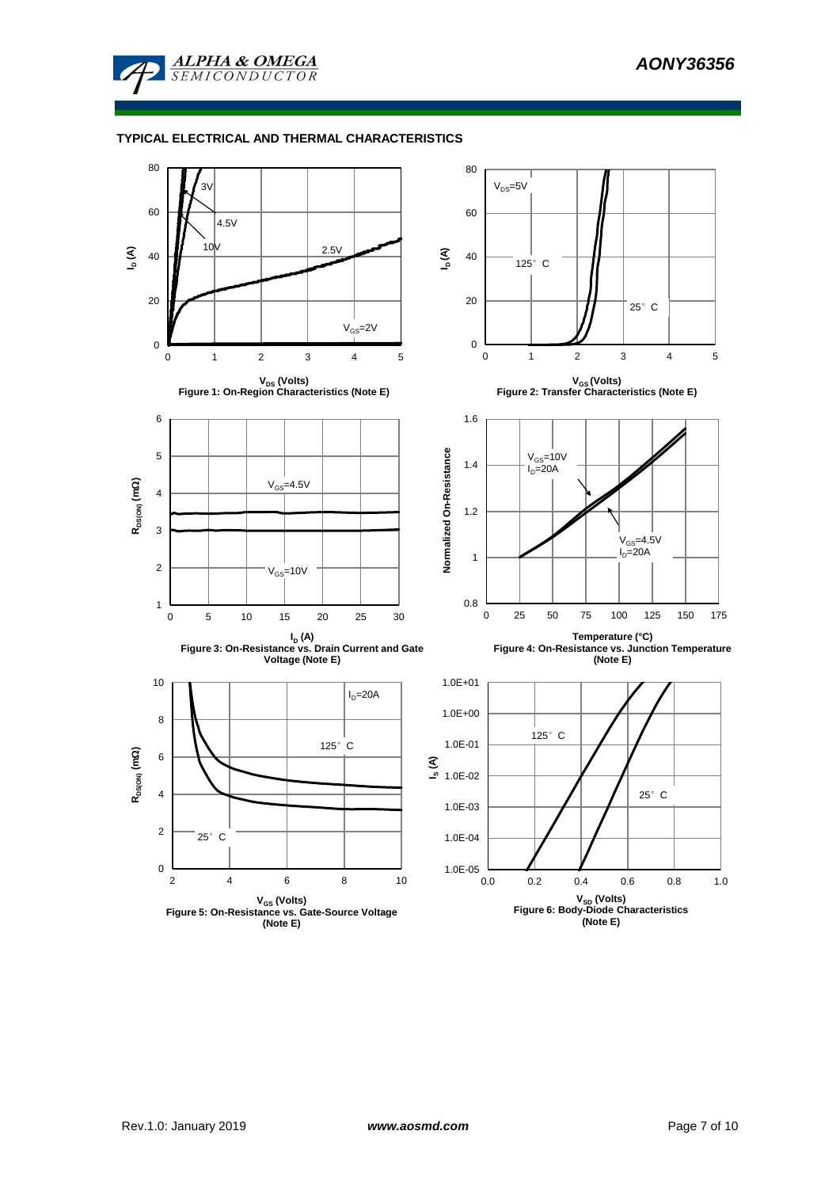## TYPICAL ELECTRICAL AND THERMAL CHARACTERISTICS

Figure 1: On-Region Characteristics (Note E)

Figure 2: Transfer Characteristics (Note E)

Figure 3: On-Resistance vs. Drain Current and Gate Voltage (Note E)

Figure 4: On-Resistance vs. Junction Temperature (Note E)

Figure 5: On-Resistance vs. Gate-Source Voltage (Note E)

Figure 6: Body-Diode Characteristics (Note E)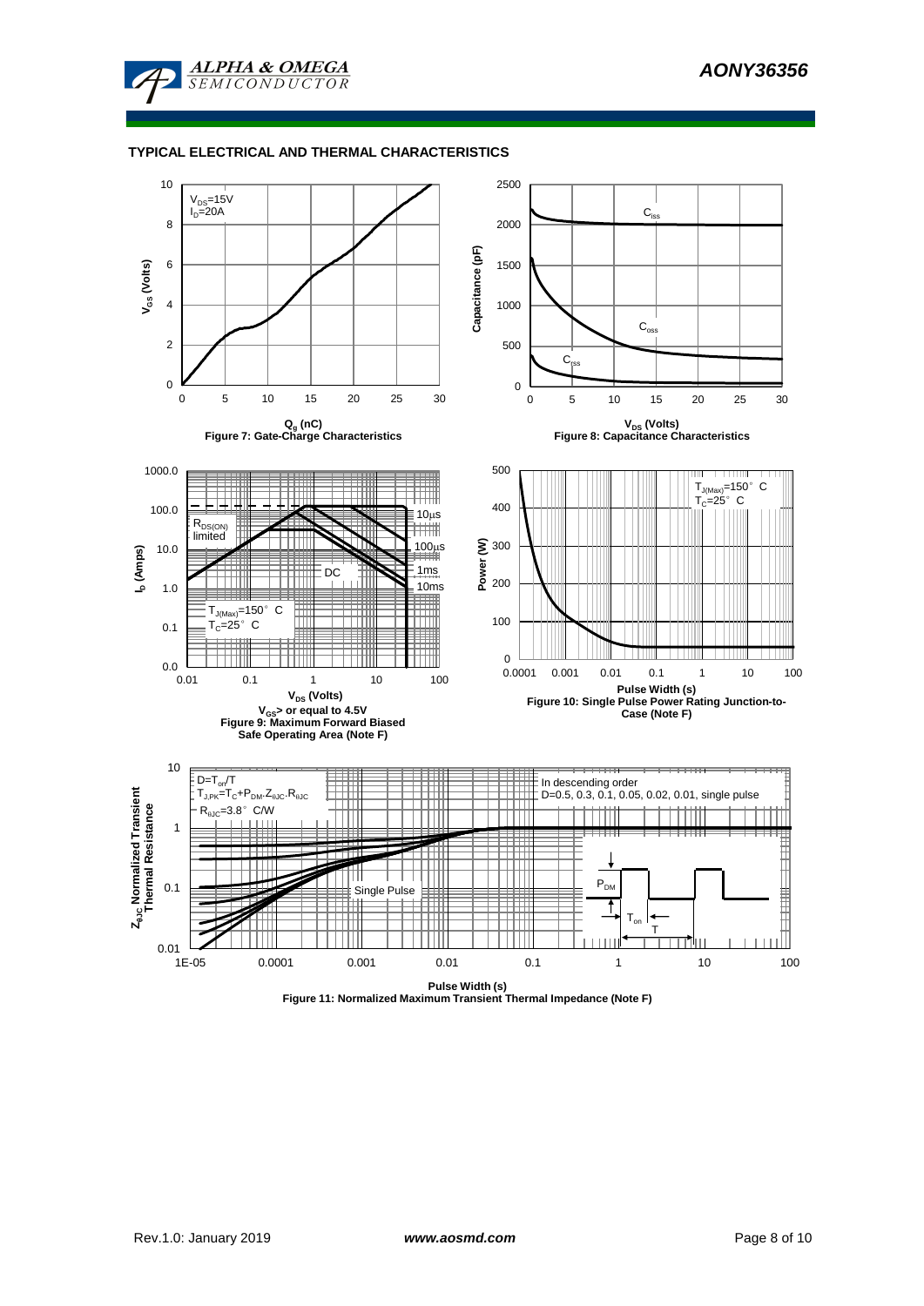## TYPICAL ELECTRICAL AND THERMAL CHARACTERISTICS

$V_{DS}$=15V
$I_D$=20A

$V_{GS}$ (Volts)

$Q_g$ (nC)

Figure 7: Gate-Charge Characteristics

$C_{iss}$

$C_{oss}$

$C_{rss}$

Capacitance (pF)

$V_{DS}$ (Volts)

Figure 8: Capacitance Characteristics

$R_{DS(ON)}$ limited

10µs

100µs

DC

1ms

10ms

$T_{J(Max)}$=150° C
$T_C$=25° C

$I_D$ (Amps)

$V_{DS}$ (Volts)

$V_{GS}$> or equal to 4.5V

Figure 9: Maximum Forward Biased Safe Operating Area (Note F)

$T_{J(Max)}$=150° C
$T_C$=25° C

Power (W)

Pulse Width (s)

Figure 10: Single Pulse Power Rating Junction-to-Case (Note F)

$D=T_{on}/T$
$T_{J,PK}=T_C+P_{DM}.Z_{\theta JC}.R_{\theta JC}$
$R_{\theta JC}$=3.8° C/W

In descending order
D=0.5, 0.3, 0.1, 0.05, 0.02, 0.01, single pulse

Single Pulse

$P_{DM}$

$T_{on}$

T

$Z_{\theta JC}$ Normalized Transient Thermal Resistance

Pulse Width (s)

Figure 11: Normalized Maximum Transient Thermal Impedance (Note F)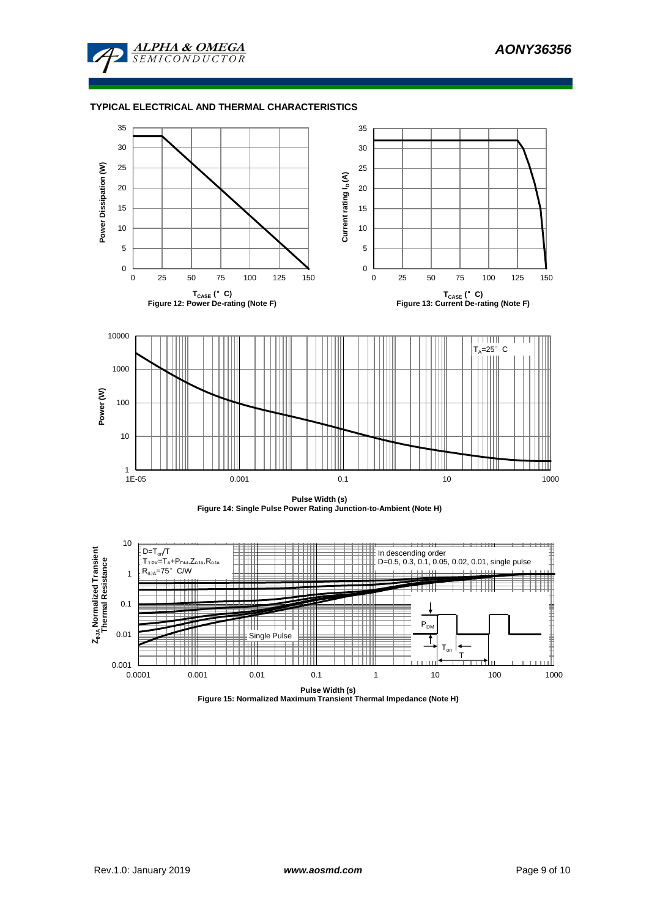## TYPICAL ELECTRICAL AND THERMAL CHARACTERISTICS

Power Dissipation (W)

$T_{CASE}$ (°C)

Figure 12: Power De-rating (Note F)

Current rating $I_D$ (A)

$T_{CASE}$ (°C)

Figure 13: Current De-rating (Note F)

$T_A$=25°C

Power (W)

Pulse Width (s)

Figure 14: Single Pulse Power Rating Junction-to-Ambient (Note H)

$D=T_{on}/T$

$T_{J,PK}=T_A+P_{DM}.Z_{\theta JA}.R_{\theta JA}$

$R_{\theta JA}$=75°C/W

In descending order

D=0.5, 0.3, 0.1, 0.05, 0.02, 0.01, single pulse

Single Pulse

$P_{DM}$

$T_{on}$

T

$Z_{\theta JA}$ Normalized Transient Thermal Resistance

Pulse Width (s)

Figure 15: Normalized Maximum Transient Thermal Impedance (Note H)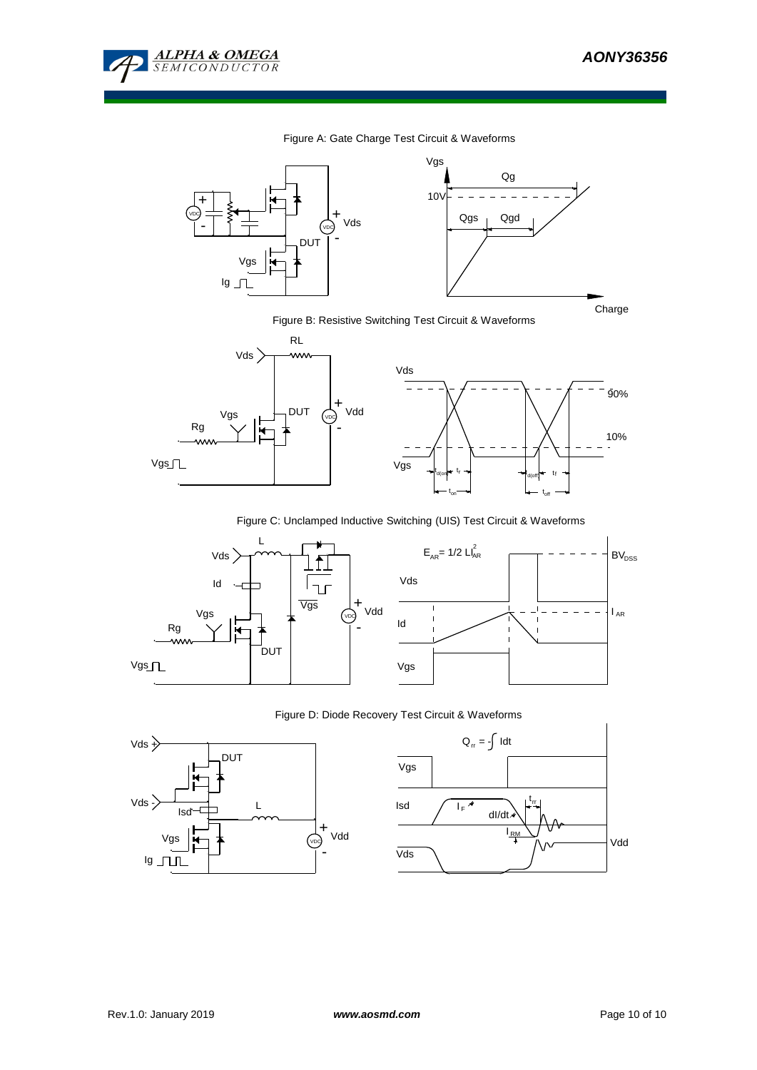Figure A: Gate Charge Test Circuit & Waveforms

Vgs

Qg

10V

Qgs

Qgd

+

VDC

-

Vds

DUT

Vgs

Ig

Charge

Figure B: Resistive Switching Test Circuit & Waveforms

RL

Vds

Vds

DUT

Vgs

+

VDC

Vdd

-

Rg

90%

10%

Vgs

Vgs

$t_{d(on)}$ $t_r$

$t_{on}$

$t_{d(off)}$ $t_f$

$t_{off}$

Figure C: Unclamped Inductive Switching (UIS) Test Circuit & Waveforms

L

$E_{AR} = 1/2\ LI_{AR}^2$

$BV_{DSS}$

Vds

Vds

Id

Vgs

+

VDC

Vdd

-

Id

$I_{AR}$

Vgs

Rg

DUT

Vgs

Vgs

Figure D: Diode Recovery Test Circuit & Waveforms

$Q_{rr} = -\int Idt$

Vds +

DUT

Vgs

Vds -

Isd

L

Isd

$I_F$

$t_{rr}$

dI/dt

$I_{RM}$

Vgs

+

VDC

Vdd

-

Vdd

Ig

Vds